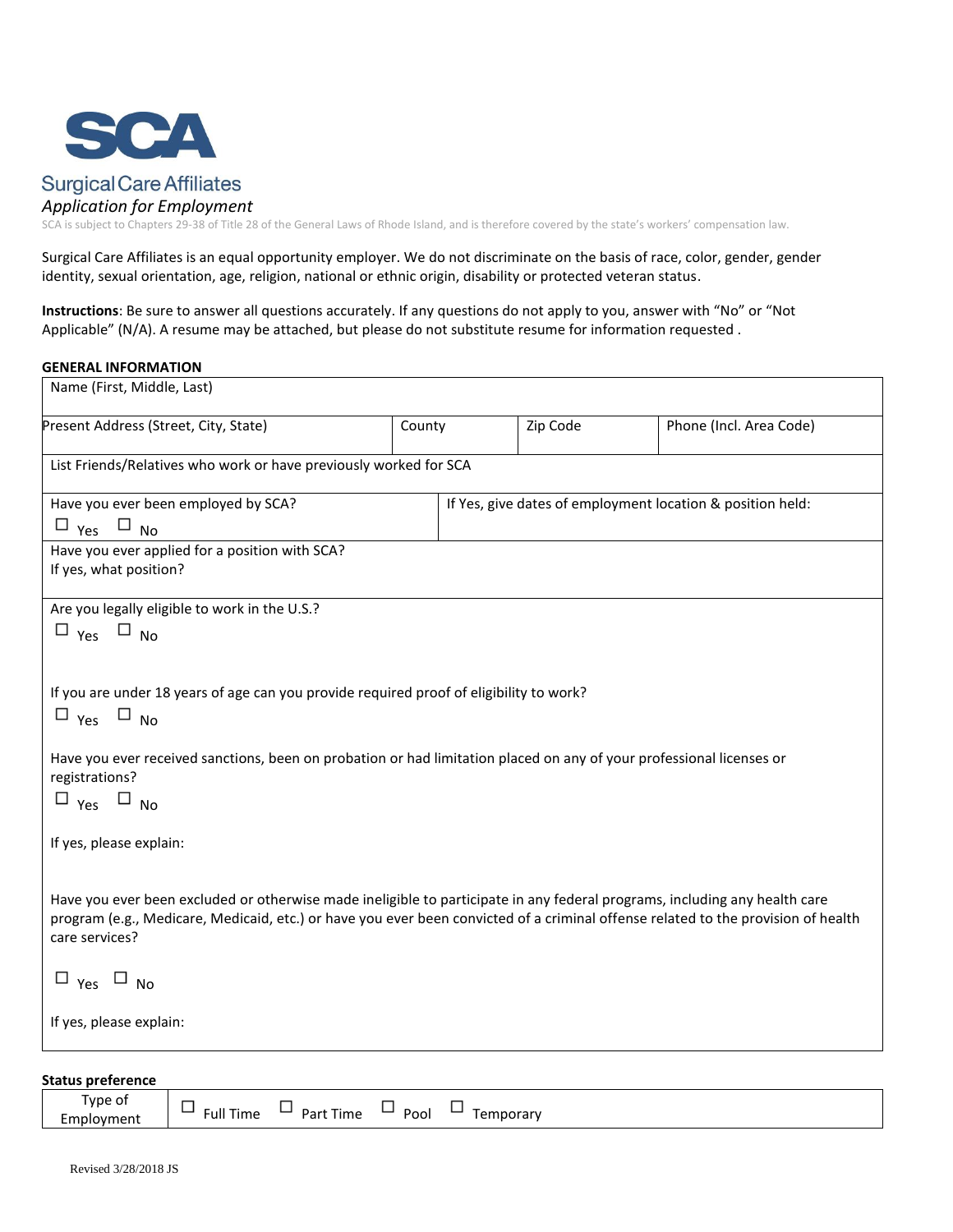SCA

Surgical Care Affiliates

*Application for Employment*

SCA is subject to Chapters 29-38 of Title 28 of the General Laws of Rhode Island, and is therefore covered by the state's workers' compensation law.

Surgical Care Affiliates is an equal opportunity employer. We do not discriminate on the basis of race, color, gender, gender identity, sexual orientation, age, religion, national or ethnic origin, disability or protected veteran status.

**Instructions**: Be sure to answer all questions accurately. If any questions do not apply to you, answer with "No" or "Not Applicable" (N/A). A resume may be attached, but please do not substitute resume for information requested .

**GENERAL INFORMATION**

| Name (First, Middle, Last) | | | |
|---|---|---|---|
| Present Address (Street, City, State) | County | Zip Code | Phone (Incl. Area Code) |
| List Friends/Relatives who work or have previously worked for SCA | | | |
| Have you ever been employed by SCA?<br>☐ Yes ☐ No | If Yes, give dates of employment location & position held: | | |
| Have you ever applied for a position with SCA?<br>If yes, what position? | | | |

Are you legally eligible to work in the U.S.?

☐ Yes ☐ No

If you are under 18 years of age can you provide required proof of eligibility to work?

☐ Yes ☐ No

Have you ever received sanctions, been on probation or had limitation placed on any of your professional licenses or registrations?

☐ Yes ☐ No

If yes, please explain:

Have you ever been excluded or otherwise made ineligible to participate in any federal programs, including any health care program (e.g., Medicare, Medicaid, etc.) or have you ever been convicted of a criminal offense related to the provision of health care services?

☐ Yes ☐ No

If yes, please explain:

**Status preference**

| Type of Employment | ☐ Full Time ☐ Part Time ☐ Pool ☐ Temporary |
|---|---|

Revised 3/28/2018 JS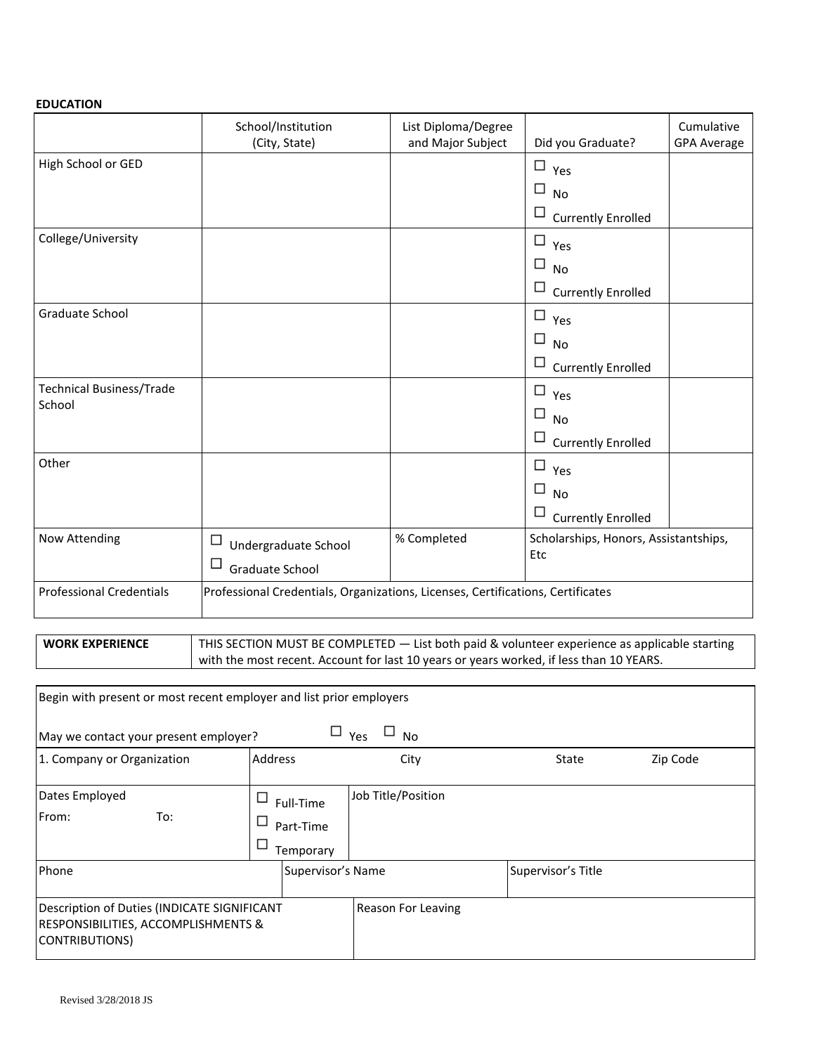**EDUCATION**

| | School/Institution (City, State) | List Diploma/Degree and Major Subject | Did you Graduate? | Cumulative GPA Average |
|---|---|---|---|---|
| High School or GED | | | ☐ Yes ☐ No ☐ Currently Enrolled | |
| College/University | | | ☐ Yes ☐ No ☐ Currently Enrolled | |
| Graduate School | | | ☐ Yes ☐ No ☐ Currently Enrolled | |
| Technical Business/Trade School | | | ☐ Yes ☐ No ☐ Currently Enrolled | |
| Other | | | ☐ Yes ☐ No ☐ Currently Enrolled | |
| Now Attending | ☐ Undergraduate School ☐ Graduate School | % Completed | Scholarships, Honors, Assistantships, Etc | |
| Professional Credentials | Professional Credentials, Organizations, Licenses, Certifications, Certificates | | | |

| **WORK EXPERIENCE** | THIS SECTION MUST BE COMPLETED — List both paid & volunteer experience as applicable starting with the most recent. Account for last 10 years or years worked, if less than 10 YEARS. |
|---|---|

Begin with present or most recent employer and list prior employers

May we contact your present employer? ☐ Yes ☐ No

| 1. Company or Organization | Address | City | State | Zip Code |
|---|---|---|---|---|
| Dates Employed<br>From: To: | ☐ Full-Time ☐ Part-Time ☐ Temporary | Job Title/Position | | |
| Phone | Supervisor's Name | | Supervisor's Title | |
| Description of Duties (INDICATE SIGNIFICANT RESPONSIBILITIES, ACCOMPLISHMENTS & CONTRIBUTIONS) | | Reason For Leaving | | |

Revised 3/28/2018 JS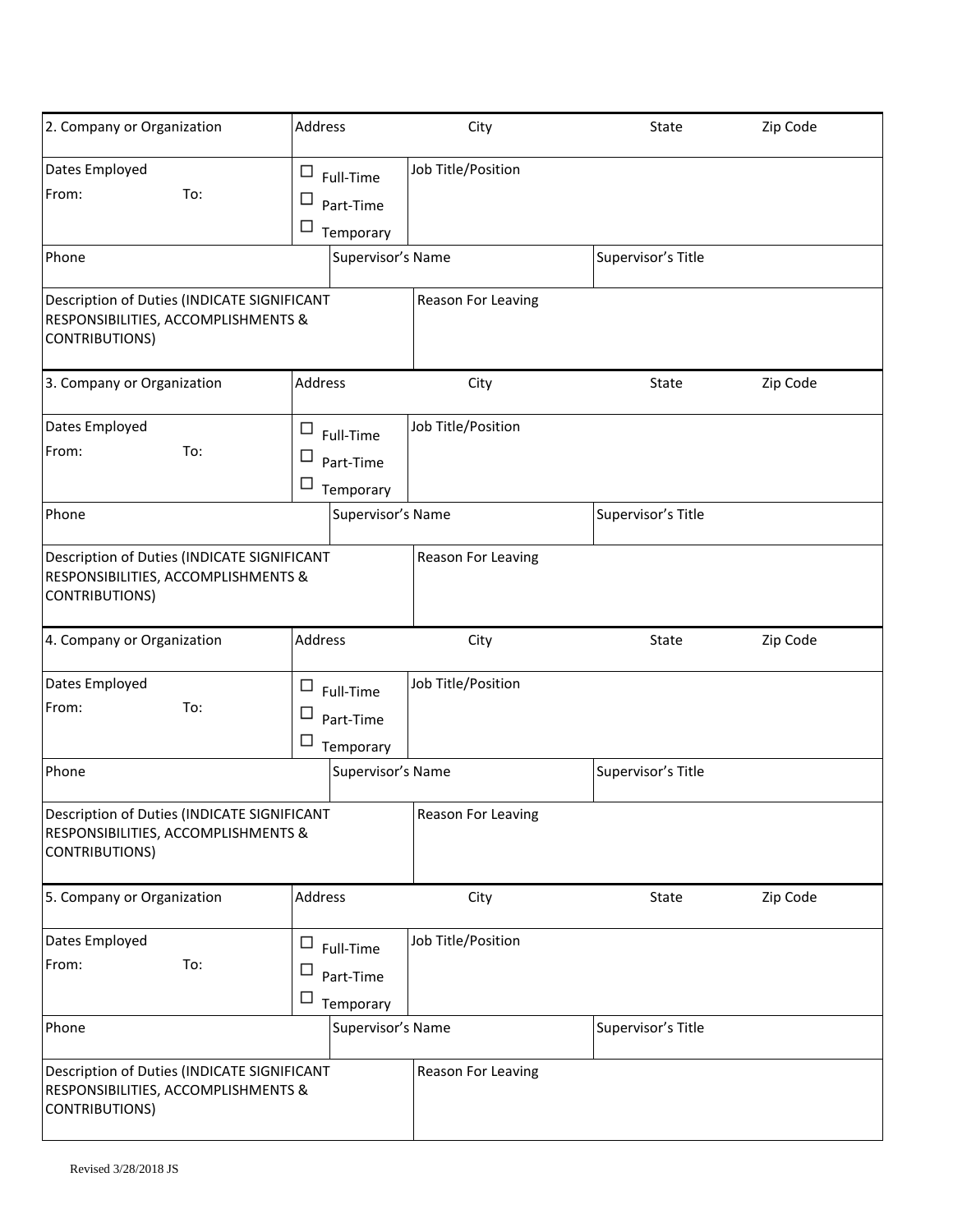| 2. Company or Organization | Address | City | State | Zip Code |
|---|---|---|---|---|
| Dates Employed<br>From: To: | ☐ Full-Time<br>☐ Part-Time<br>☐ Temporary | Job Title/Position | | |
| Phone | Supervisor's Name | | Supervisor's Title | |
| Description of Duties (INDICATE SIGNIFICANT RESPONSIBILITIES, ACCOMPLISHMENTS & CONTRIBUTIONS) | | Reason For Leaving | | |

| 3. Company or Organization | Address | City | State | Zip Code |
|---|---|---|---|---|
| Dates Employed<br>From: To: | ☐ Full-Time<br>☐ Part-Time<br>☐ Temporary | Job Title/Position | | |
| Phone | Supervisor's Name | | Supervisor's Title | |
| Description of Duties (INDICATE SIGNIFICANT RESPONSIBILITIES, ACCOMPLISHMENTS & CONTRIBUTIONS) | | Reason For Leaving | | |

| 4. Company or Organization | Address | City | State | Zip Code |
|---|---|---|---|---|
| Dates Employed<br>From: To: | ☐ Full-Time<br>☐ Part-Time<br>☐ Temporary | Job Title/Position | | |
| Phone | Supervisor's Name | | Supervisor's Title | |
| Description of Duties (INDICATE SIGNIFICANT RESPONSIBILITIES, ACCOMPLISHMENTS & CONTRIBUTIONS) | | Reason For Leaving | | |

| 5. Company or Organization | Address | City | State | Zip Code |
|---|---|---|---|---|
| Dates Employed<br>From: To: | ☐ Full-Time<br>☐ Part-Time<br>☐ Temporary | Job Title/Position | | |
| Phone | Supervisor's Name | | Supervisor's Title | |
| Description of Duties (INDICATE SIGNIFICANT RESPONSIBILITIES, ACCOMPLISHMENTS & CONTRIBUTIONS) | | Reason For Leaving | | |

Revised 3/28/2018 JS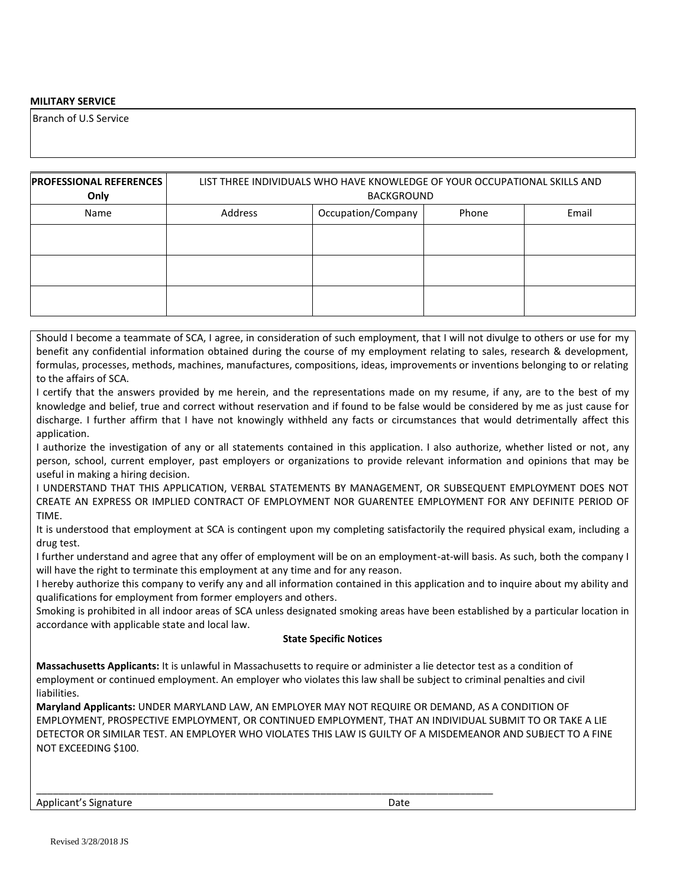**MILITARY SERVICE**

Branch of U.S Service

| **PROFESSIONAL REFERENCES Only** | LIST THREE INDIVIDUALS WHO HAVE KNOWLEDGE OF YOUR OCCUPATIONAL SKILLS AND BACKGROUND | | | |
|---|---|---|---|---|
| Name | Address | Occupation/Company | Phone | Email |
| | | | | |
| | | | | |
| | | | | |

Should I become a teammate of SCA, I agree, in consideration of such employment, that I will not divulge to others or use for my benefit any confidential information obtained during the course of my employment relating to sales, research & development, formulas, processes, methods, machines, manufactures, compositions, ideas, improvements or inventions belonging to or relating to the affairs of SCA.

I certify that the answers provided by me herein, and the representations made on my resume, if any, are to the best of my knowledge and belief, true and correct without reservation and if found to be false would be considered by me as just cause for discharge. I further affirm that I have not knowingly withheld any facts or circumstances that would detrimentally affect this application.

I authorize the investigation of any or all statements contained in this application. I also authorize, whether listed or not, any person, school, current employer, past employers or organizations to provide relevant information and opinions that may be useful in making a hiring decision.

I UNDERSTAND THAT THIS APPLICATION, VERBAL STATEMENTS BY MANAGEMENT, OR SUBSEQUENT EMPLOYMENT DOES NOT CREATE AN EXPRESS OR IMPLIED CONTRACT OF EMPLOYMENT NOR GUARENTEE EMPLOYMENT FOR ANY DEFINITE PERIOD OF TIME.

It is understood that employment at SCA is contingent upon my completing satisfactorily the required physical exam, including a drug test.

I further understand and agree that any offer of employment will be on an employment-at-will basis. As such, both the company I will have the right to terminate this employment at any time and for any reason.

I hereby authorize this company to verify any and all information contained in this application and to inquire about my ability and qualifications for employment from former employers and others.

Smoking is prohibited in all indoor areas of SCA unless designated smoking areas have been established by a particular location in accordance with applicable state and local law.

**State Specific Notices**

**Massachusetts Applicants:** It is unlawful in Massachusetts to require or administer a lie detector test as a condition of employment or continued employment. An employer who violates this law shall be subject to criminal penalties and civil liabilities.

**Maryland Applicants:** UNDER MARYLAND LAW, AN EMPLOYER MAY NOT REQUIRE OR DEMAND, AS A CONDITION OF EMPLOYMENT, PROSPECTIVE EMPLOYMENT, OR CONTINUED EMPLOYMENT, THAT AN INDIVIDUAL SUBMIT TO OR TAKE A LIE DETECTOR OR SIMILAR TEST. AN EMPLOYER WHO VIOLATES THIS LAW IS GUILTY OF A MISDEMEANOR AND SUBJECT TO A FINE NOT EXCEEDING $100.

\_\_\_\_\_\_\_\_\_\_\_\_\_\_\_\_\_\_\_\_\_\_\_\_\_\_\_\_\_\_\_\_\_\_\_\_\_\_\_\_\_\_\_\_\_\_\_\_\_\_\_\_\_\_\_\_\_\_\_\_\_\_\_\_

Applicant's Signature                                        Date

Revised 3/28/2018 JS